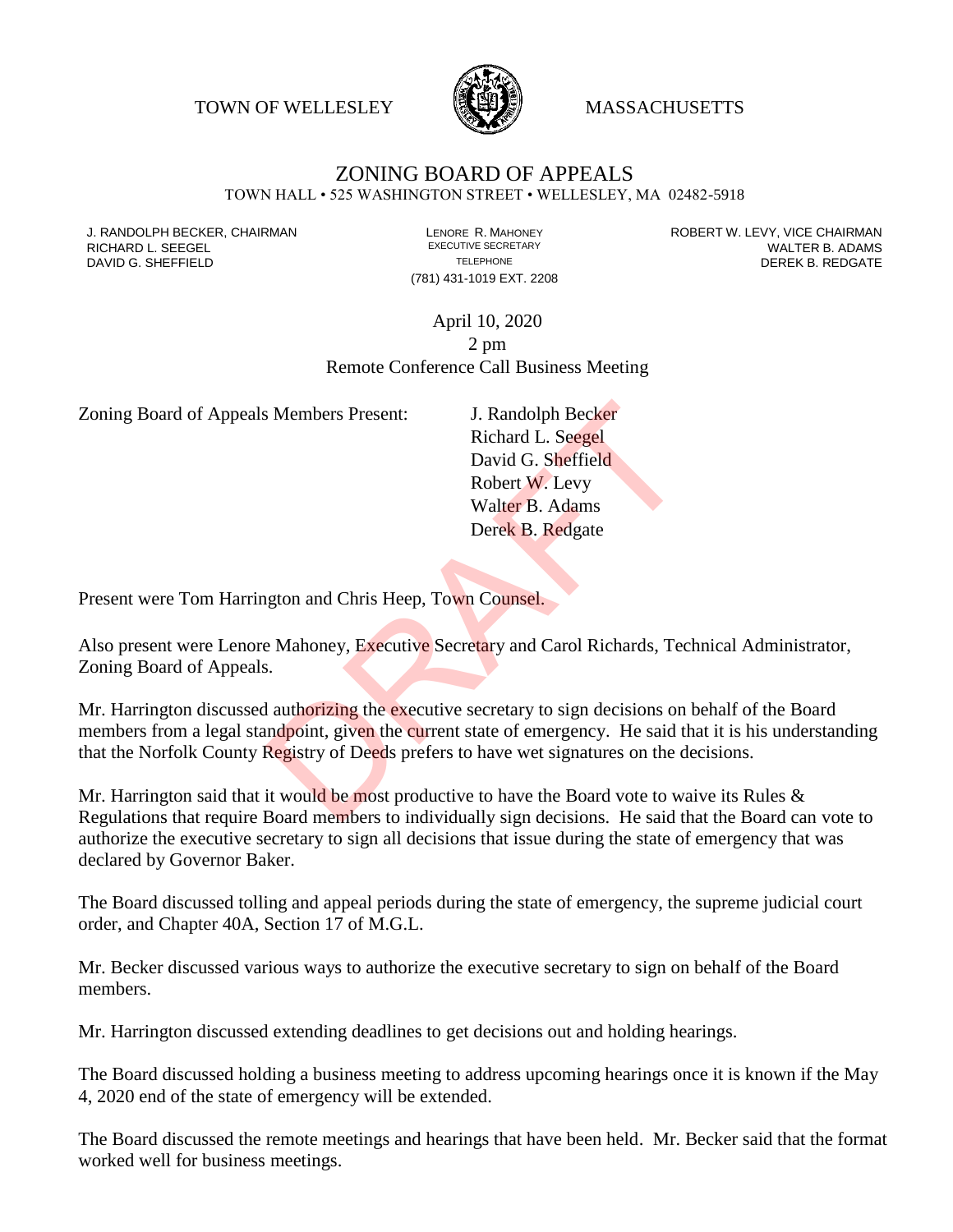TOWN OF WELLESLEY MASSACHUSETTS

# ZONING BOARD OF APPEALS

TOWN HALL • 525 WASHINGTON STREET • WELLESLEY, MA 02482-5918

J. RANDOLPH BECKER, CHAIRMAN
RICHARD L. SEEGEL
DAVID G. SHEFFIELD

LENORE R. MAHONEY
EXECUTIVE SECRETARY
TELEPHONE
(781) 431-1019 EXT. 2208

ROBERT W. LEVY, VICE CHAIRMAN
WALTER B. ADAMS
DEREK B. REDGATE

April 10, 2020
2 pm
Remote Conference Call Business Meeting

Zoning Board of Appeals Members Present:
J. Randolph Becker
Richard L. Seegel
David G. Sheffield
Robert W. Levy
Walter B. Adams
Derek B. Redgate

Present were Tom Harrington and Chris Heep, Town Counsel.

Also present were Lenore Mahoney, Executive Secretary and Carol Richards, Technical Administrator, Zoning Board of Appeals.

Mr. Harrington discussed authorizing the executive secretary to sign decisions on behalf of the Board members from a legal standpoint, given the current state of emergency. He said that it is his understanding that the Norfolk County Registry of Deeds prefers to have wet signatures on the decisions.

Mr. Harrington said that it would be most productive to have the Board vote to waive its Rules & Regulations that require Board members to individually sign decisions. He said that the Board can vote to authorize the executive secretary to sign all decisions that issue during the state of emergency that was declared by Governor Baker.

The Board discussed tolling and appeal periods during the state of emergency, the supreme judicial court order, and Chapter 40A, Section 17 of M.G.L.

Mr. Becker discussed various ways to authorize the executive secretary to sign on behalf of the Board members.

Mr. Harrington discussed extending deadlines to get decisions out and holding hearings.

The Board discussed holding a business meeting to address upcoming hearings once it is known if the May 4, 2020 end of the state of emergency will be extended.

The Board discussed the remote meetings and hearings that have been held. Mr. Becker said that the format worked well for business meetings.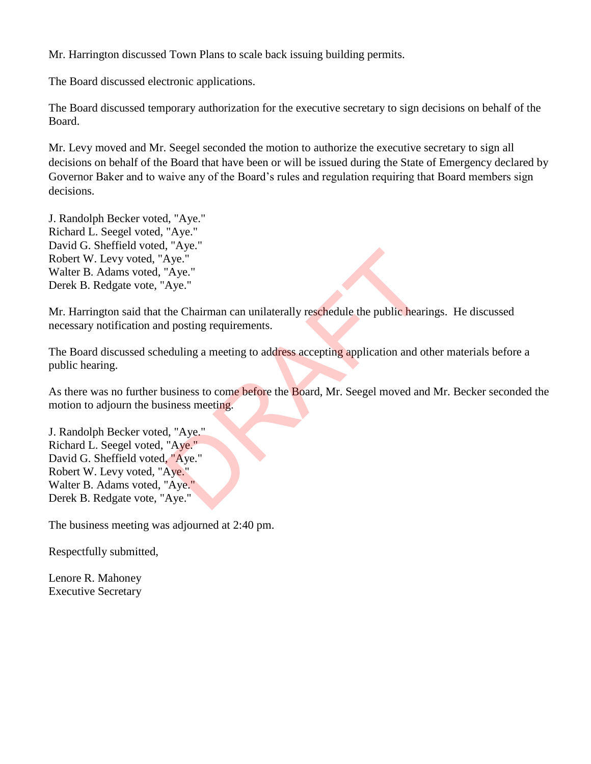Mr. Harrington discussed Town Plans to scale back issuing building permits.

The Board discussed electronic applications.

The Board discussed temporary authorization for the executive secretary to sign decisions on behalf of the Board.

Mr. Levy moved and Mr. Seegel seconded the motion to authorize the executive secretary to sign all decisions on behalf of the Board that have been or will be issued during the State of Emergency declared by Governor Baker and to waive any of the Board's rules and regulation requiring that Board members sign decisions.

J. Randolph Becker voted, "Aye."
Richard L. Seegel voted, "Aye."
David G. Sheffield voted, "Aye."
Robert W. Levy voted, "Aye."
Walter B. Adams voted, "Aye."
Derek B. Redgate vote, "Aye."

Mr. Harrington said that the Chairman can unilaterally reschedule the public hearings. He discussed necessary notification and posting requirements.

The Board discussed scheduling a meeting to address accepting application and other materials before a public hearing.

As there was no further business to come before the Board, Mr. Seegel moved and Mr. Becker seconded the motion to adjourn the business meeting.

J. Randolph Becker voted, "Aye."
Richard L. Seegel voted, "Aye."
David G. Sheffield voted, "Aye."
Robert W. Levy voted, "Aye."
Walter B. Adams voted, "Aye."
Derek B. Redgate vote, "Aye."

The business meeting was adjourned at 2:40 pm.

Respectfully submitted,

Lenore R. Mahoney
Executive Secretary

DRAFT